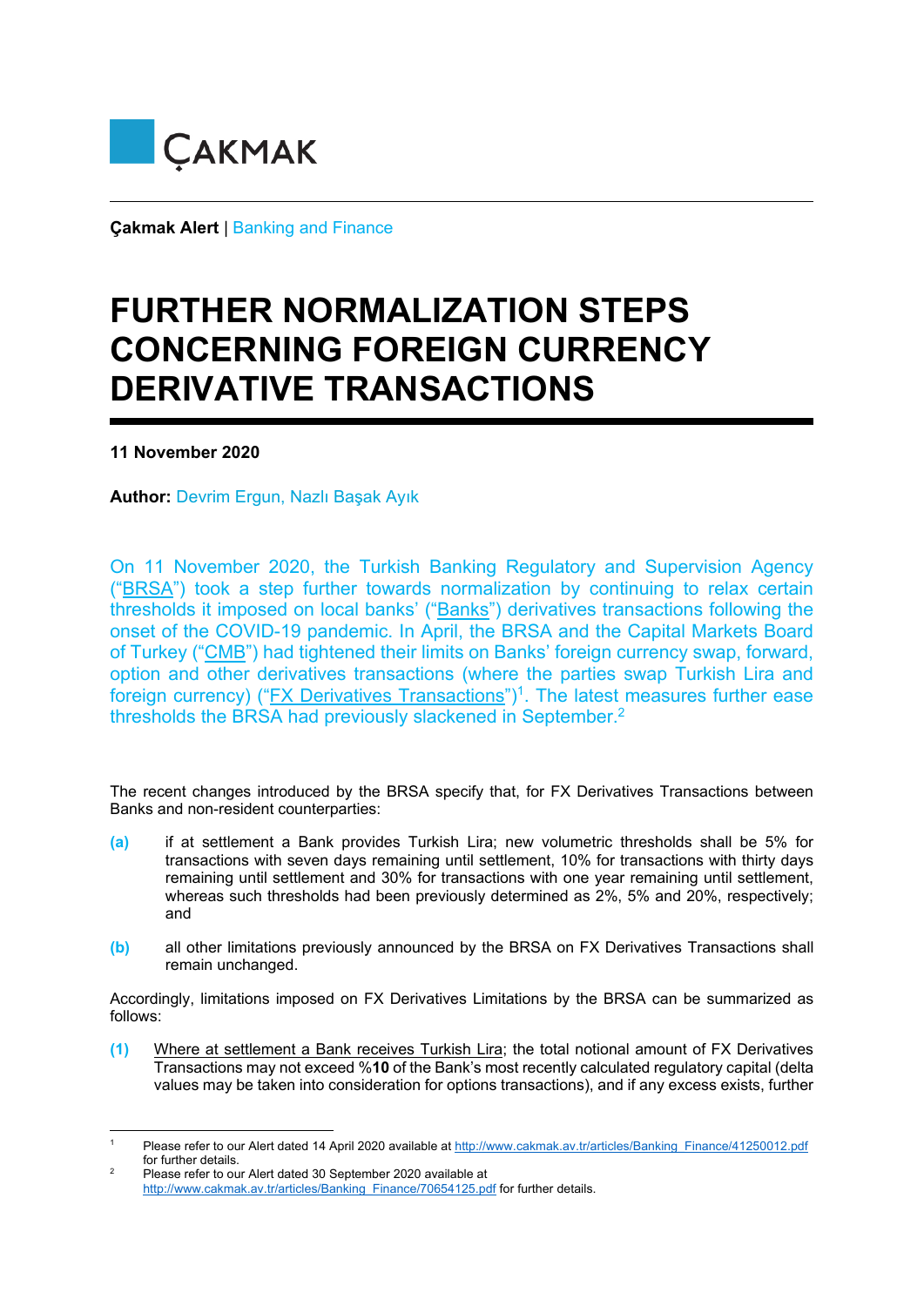# ÇAKMAK

**Çakmak Alert** | Banking and Finance

# FURTHER NORMALIZATION STEPS CONCERNING FOREIGN CURRENCY DERIVATIVE TRANSACTIONS

**11 November 2020**

**Author:** Devrim Ergun, Nazlı Başak Ayık

On 11 November 2020, the Turkish Banking Regulatory and Supervision Agency ("BRSA") took a step further towards normalization by continuing to relax certain thresholds it imposed on local banks' ("Banks") derivatives transactions following the onset of the COVID-19 pandemic. In April, the BRSA and the Capital Markets Board of Turkey ("CMB") had tightened their limits on Banks' foreign currency swap, forward, option and other derivatives transactions (where the parties swap Turkish Lira and foreign currency) ("FX Derivatives Transactions")[1]. The latest measures further ease thresholds the BRSA had previously slackened in September.[2]

The recent changes introduced by the BRSA specify that, for FX Derivatives Transactions between Banks and non-resident counterparties:

**(a)** if at settlement a Bank provides Turkish Lira; new volumetric thresholds shall be 5% for transactions with seven days remaining until settlement, 10% for transactions with thirty days remaining until settlement and 30% for transactions with one year remaining until settlement, whereas such thresholds had been previously determined as 2%, 5% and 20%, respectively; and

**(b)** all other limitations previously announced by the BRSA on FX Derivatives Transactions shall remain unchanged.

Accordingly, limitations imposed on FX Derivatives Limitations by the BRSA can be summarized as follows:

**(1)** Where at settlement a Bank receives Turkish Lira; the total notional amount of FX Derivatives Transactions may not exceed %**10** of the Bank's most recently calculated regulatory capital (delta values may be taken into consideration for options transactions), and if any excess exists, further

---

[1] Please refer to our Alert dated 14 April 2020 available at http://www.cakmak.av.tr/articles/Banking_Finance/41250012.pdf for further details.

[2] Please refer to our Alert dated 30 September 2020 available at http://www.cakmak.av.tr/articles/Banking_Finance/70654125.pdf for further details.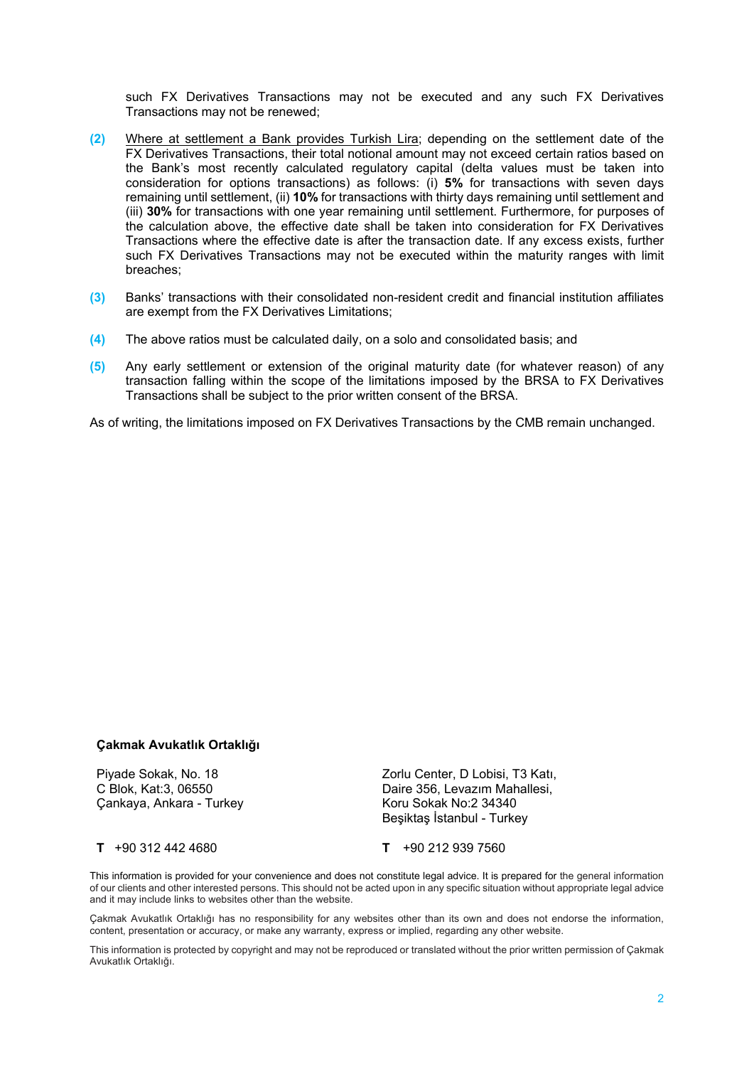such FX Derivatives Transactions may not be executed and any such FX Derivatives Transactions may not be renewed;

**(2)** Where at settlement a Bank provides Turkish Lira; depending on the settlement date of the FX Derivatives Transactions, their total notional amount may not exceed certain ratios based on the Bank's most recently calculated regulatory capital (delta values must be taken into consideration for options transactions) as follows: (i) **5%** for transactions with seven days remaining until settlement, (ii) **10%** for transactions with thirty days remaining until settlement and (iii) **30%** for transactions with one year remaining until settlement. Furthermore, for purposes of the calculation above, the effective date shall be taken into consideration for FX Derivatives Transactions where the effective date is after the transaction date. If any excess exists, further such FX Derivatives Transactions may not be executed within the maturity ranges with limit breaches;

**(3)** Banks' transactions with their consolidated non-resident credit and financial institution affiliates are exempt from the FX Derivatives Limitations;

**(4)** The above ratios must be calculated daily, on a solo and consolidated basis; and

**(5)** Any early settlement or extension of the original maturity date (for whatever reason) of any transaction falling within the scope of the limitations imposed by the BRSA to FX Derivatives Transactions shall be subject to the prior written consent of the BRSA.

As of writing, the limitations imposed on FX Derivatives Transactions by the CMB remain unchanged.

**Çakmak Avukatlık Ortaklığı**

Piyade Sokak, No. 18
C Blok, Kat:3, 06550
Çankaya, Ankara - Turkey

**T** +90 312 442 4680

Zorlu Center, D Lobisi, T3 Katı,
Daire 356, Levazım Mahallesi,
Koru Sokak No:2 34340
Beşiktaş İstanbul - Turkey

**T** +90 212 939 7560

This information is provided for your convenience and does not constitute legal advice. It is prepared for the general information of our clients and other interested persons. This should not be acted upon in any specific situation without appropriate legal advice and it may include links to websites other than the website.

Çakmak Avukatlık Ortaklığı has no responsibility for any websites other than its own and does not endorse the information, content, presentation or accuracy, or make any warranty, express or implied, regarding any other website.

This information is protected by copyright and may not be reproduced or translated without the prior written permission of Çakmak Avukatlık Ortaklığı.